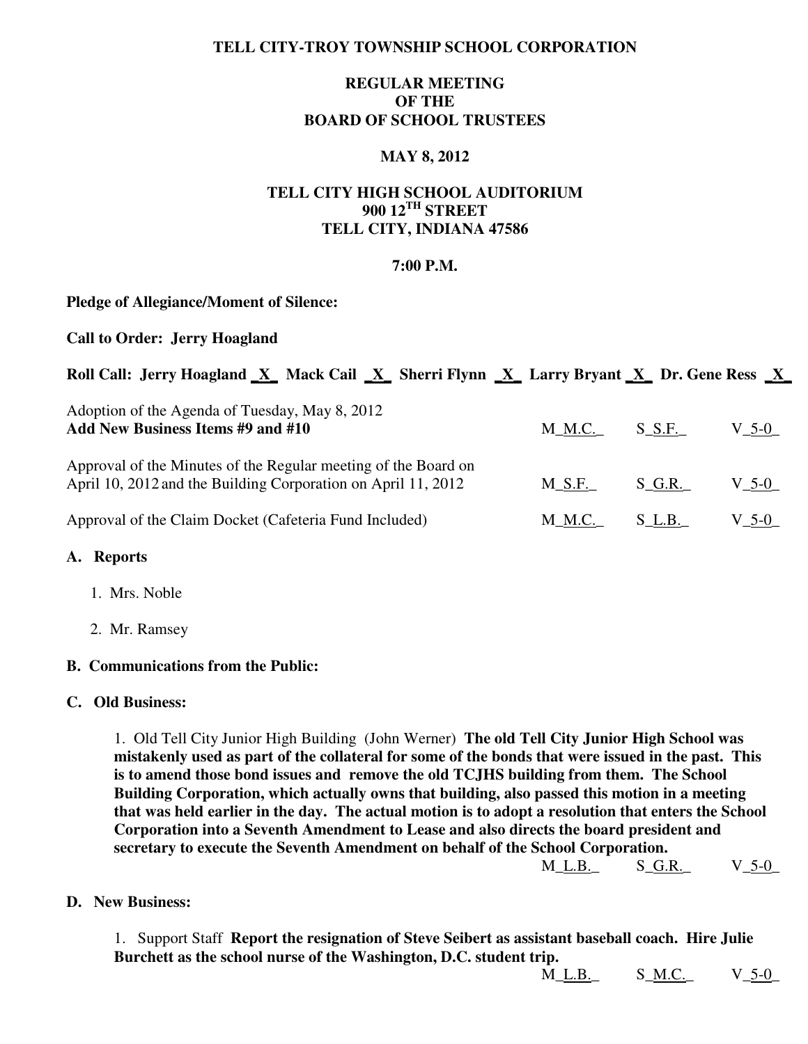**TELL CITY-TROY TOWNSHIP SCHOOL CORPORATION**

**REGULAR MEETING**
**OF THE**
**BOARD OF SCHOOL TRUSTEES**

**MAY 8, 2012**

**TELL CITY HIGH SCHOOL AUDITORIUM**
**900 12TH STREET**
**TELL CITY, INDIANA 47586**

**7:00 P.M.**

**Pledge of Allegiance/Moment of Silence:**

**Call to Order: Jerry Hoagland**

**Roll Call: Jerry Hoagland _X_ Mack Cail _X_ Sherri Flynn _X_ Larry Bryant _X_ Dr. Gene Ress _X_**

Adoption of the Agenda of Tuesday, May 8, 2012
**Add New Business Items #9 and #10** M_M.C._ S_S.F._ V_5-0_

Approval of the Minutes of the Regular meeting of the Board on April 10, 2012 and the Building Corporation on April 11, 2012 M_S.F._ S_G.R._ V_5-0_

Approval of the Claim Docket (Cafeteria Fund Included) M_M.C._ S_L.B._ V_5-0_

**A. Reports**

1. Mrs. Noble

2. Mr. Ramsey

**B. Communications from the Public:**

**C. Old Business:**

1. Old Tell City Junior High Building (John Werner) **The old Tell City Junior High School was mistakenly used as part of the collateral for some of the bonds that were issued in the past. This is to amend those bond issues and remove the old TCJHS building from them. The School Building Corporation, which actually owns that building, also passed this motion in a meeting that was held earlier in the day. The actual motion is to adopt a resolution that enters the School Corporation into a Seventh Amendment to Lease and also directs the board president and secretary to execute the Seventh Amendment on behalf of the School Corporation.**
M_L.B._ S_G.R._ V_5-0_

**D. New Business:**

1. Support Staff **Report the resignation of Steve Seibert as assistant baseball coach. Hire Julie Burchett as the school nurse of the Washington, D.C. student trip.**
M_L.B._ S_M.C._ V_5-0_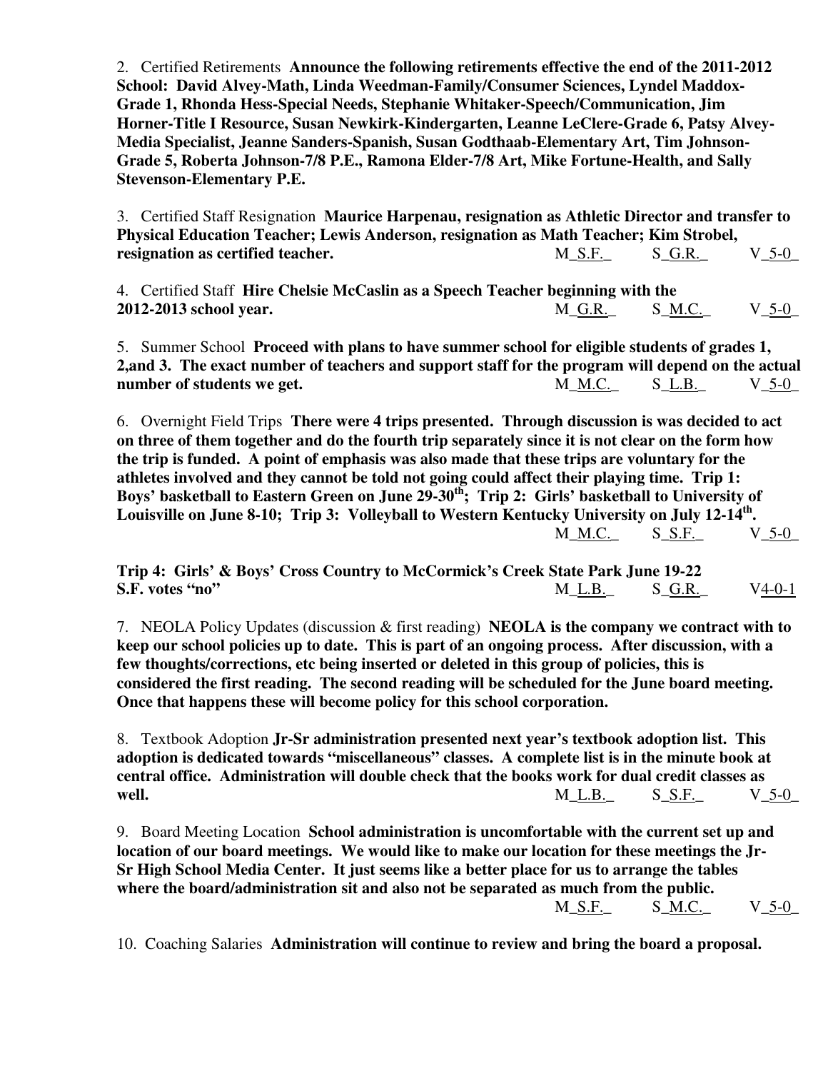2. Certified Retirements **Announce the following retirements effective the end of the 2011-2012 School: David Alvey-Math, Linda Weedman-Family/Consumer Sciences, Lyndel Maddox-Grade 1, Rhonda Hess-Special Needs, Stephanie Whitaker-Speech/Communication, Jim Horner-Title I Resource, Susan Newkirk-Kindergarten, Leanne LeClere-Grade 6, Patsy Alvey-Media Specialist, Jeanne Sanders-Spanish, Susan Godthaab-Elementary Art, Tim Johnson-Grade 5, Roberta Johnson-7/8 P.E., Ramona Elder-7/8 Art, Mike Fortune-Health, and Sally Stevenson-Elementary P.E.**

3. Certified Staff Resignation **Maurice Harpenau, resignation as Athletic Director and transfer to Physical Education Teacher; Lewis Anderson, resignation as Math Teacher; Kim Strobel, resignation as certified teacher.** M_S.F._ S_G.R._ V_5-0_

4. Certified Staff **Hire Chelsie McCaslin as a Speech Teacher beginning with the 2012-2013 school year.** M_G.R._ S_M.C._ V_5-0_

5. Summer School **Proceed with plans to have summer school for eligible students of grades 1, 2,and 3. The exact number of teachers and support staff for the program will depend on the actual number of students we get.** M_M.C._ S_L.B._ V_5-0_

6. Overnight Field Trips **There were 4 trips presented. Through discussion is was decided to act on three of them together and do the fourth trip separately since it is not clear on the form how the trip is funded. A point of emphasis was also made that these trips are voluntary for the athletes involved and they cannot be told not going could affect their playing time. Trip 1: Boys' basketball to Eastern Green on June 29-30th; Trip 2: Girls' basketball to University of Louisville on June 8-10; Trip 3: Volleyball to Western Kentucky University on July 12-14th.** M_M.C._ S_S.F._ V_5-0_

**Trip 4: Girls' & Boys' Cross Country to McCormick's Creek State Park June 19-22 S.F. votes "no"** M_L.B._ S_G.R._ V4-0-1

7. NEOLA Policy Updates (discussion & first reading) **NEOLA is the company we contract with to keep our school policies up to date. This is part of an ongoing process. After discussion, with a few thoughts/corrections, etc being inserted or deleted in this group of policies, this is considered the first reading. The second reading will be scheduled for the June board meeting. Once that happens these will become policy for this school corporation.**

8. Textbook Adoption **Jr-Sr administration presented next year's textbook adoption list. This adoption is dedicated towards "miscellaneous" classes. A complete list is in the minute book at central office. Administration will double check that the books work for dual credit classes as well.** M_L.B._ S_S.F._ V_5-0_

9. Board Meeting Location **School administration is uncomfortable with the current set up and location of our board meetings. We would like to make our location for these meetings the Jr-Sr High School Media Center. It just seems like a better place for us to arrange the tables where the board/administration sit and also not be separated as much from the public.** M_S.F._ S_M.C._ V_5-0_

10. Coaching Salaries **Administration will continue to review and bring the board a proposal.**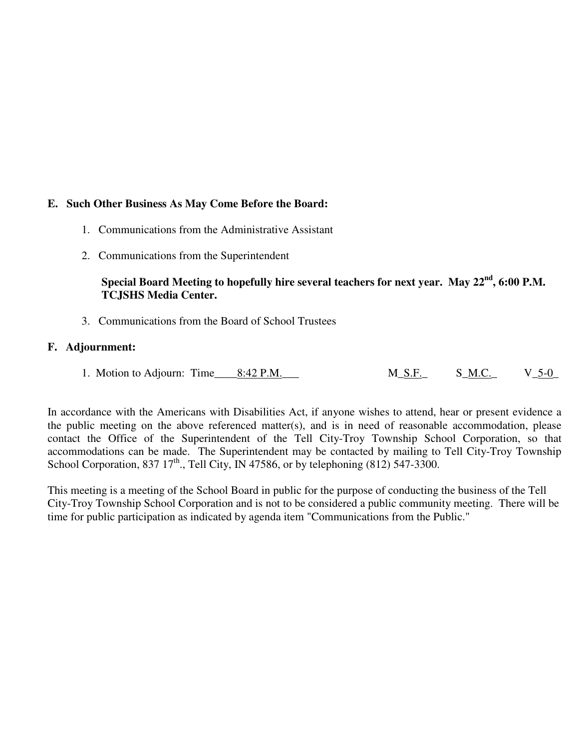**E. Such Other Business As May Come Before the Board:**

1. Communications from the Administrative Assistant

2. Communications from the Superintendent

   **Special Board Meeting to hopefully hire several teachers for next year. May 22nd, 6:00 P.M. TCJSHS Media Center.**

3. Communications from the Board of School Trustees

**F. Adjournment:**

1. Motion to Adjourn: Time____8:42 P.M.___ M_S.F._ S_M.C._ V_5-0_

In accordance with the Americans with Disabilities Act, if anyone wishes to attend, hear or present evidence a the public meeting on the above referenced matter(s), and is in need of reasonable accommodation, please contact the Office of the Superintendent of the Tell City-Troy Township School Corporation, so that accommodations can be made. The Superintendent may be contacted by mailing to Tell City-Troy Township School Corporation, 837 17th., Tell City, IN 47586, or by telephoning (812) 547-3300.

This meeting is a meeting of the School Board in public for the purpose of conducting the business of the Tell City-Troy Township School Corporation and is not to be considered a public community meeting. There will be time for public participation as indicated by agenda item "Communications from the Public."